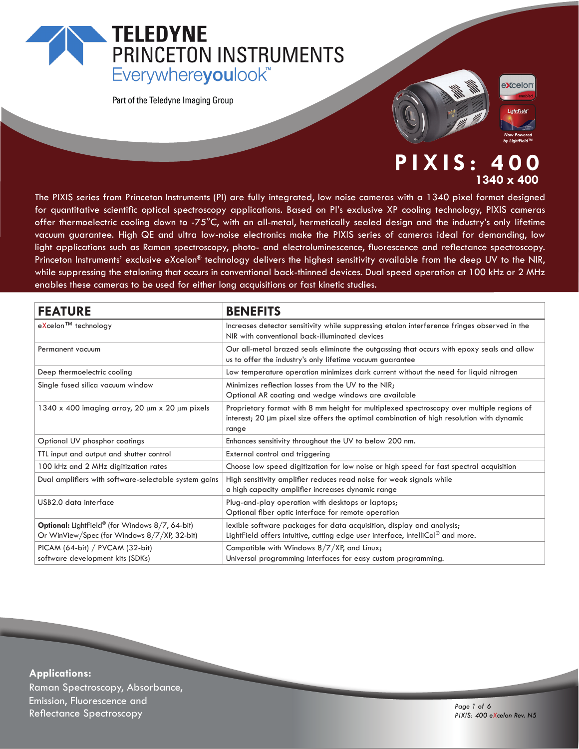TELEDYNE PRINCETON INSTRUMENTS
Everywhereyoulook™

Part of the Teledyne Imaging Group

eXcelon enabled

LightField — Now Powered by LightField™

# PIXIS: 400
## 1340 x 400

The PIXIS series from Princeton Instruments (PI) are fully integrated, low noise cameras with a 1340 pixel format designed for quantitative scientific optical spectroscopy applications. Based on PI's exclusive XP cooling technology, PIXIS cameras offer thermoelectric cooling down to -75°C, with an all-metal, hermetically sealed design and the industry's only lifetime vacuum guarantee. High QE and ultra low-noise electronics make the PIXIS series of cameras ideal for demanding, low light applications such as Raman spectroscopy, photo- and electroluminescence, fluorescence and reflectance spectroscopy. Princeton Instruments' exclusive eXcelon® technology delivers the highest sensitivity available from the deep UV to the NIR, while suppressing the etaloning that occurs in conventional back-thinned devices. Dual speed operation at 100 kHz or 2 MHz enables these cameras to be used for either long acquisitions or fast kinetic studies.

| FEATURE | BENEFITS |
|---|---|
| eXcelon™ technology | Increases detector sensitivity while suppressing etalon interference fringes observed in the NIR with conventional back-illuminated devices |
| Permanent vacuum | Our all-metal brazed seals eliminate the outgassing that occurs with epoxy seals and allow us to offer the industry's only lifetime vacuum guarantee |
| Deep thermoelectric cooling | Low temperature operation minimizes dark current without the need for liquid nitrogen |
| Single fused silica vacuum window | Minimizes reflection losses from the UV to the NIR; Optional AR coating and wedge windows are available |
| 1340 x 400 imaging array, 20 µm x 20 µm pixels | Proprietary format with 8 mm height for multiplexed spectroscopy over multiple regions of interest; 20 µm pixel size offers the optimal combination of high resolution with dynamic range |
| Optional UV phosphor coatings | Enhances sensitivity throughout the UV to below 200 nm. |
| TTL input and output and shutter control | External control and triggering |
| 100 kHz and 2 MHz digitization rates | Choose low speed digitization for low noise or high speed for fast spectral acquisition |
| Dual amplifiers with software-selectable system gains | High sensitivity amplifier reduces read noise for weak signals while a high capacity amplifier increases dynamic range |
| USB2.0 data interface | Plug-and-play operation with desktops or laptops; Optional fiber optic interface for remote operation |
| **Optional:** LightField® (for Windows 8/7, 64-bit) Or WinView/Spec (for Windows 8/7/XP, 32-bit) | lexible software packages for data acquisition, display and analysis; LightField offers intuitive, cutting edge user interface, IntelliCal® and more. |
| PICAM (64-bit) / PVCAM (32-bit) software development kits (SDKs) | Compatible with Windows 8/7/XP, and Linux; Universal programming interfaces for easy custom programming. |

**Applications:**
Raman Spectroscopy, Absorbance, Emission, Fluorescence and Reflectance Spectroscopy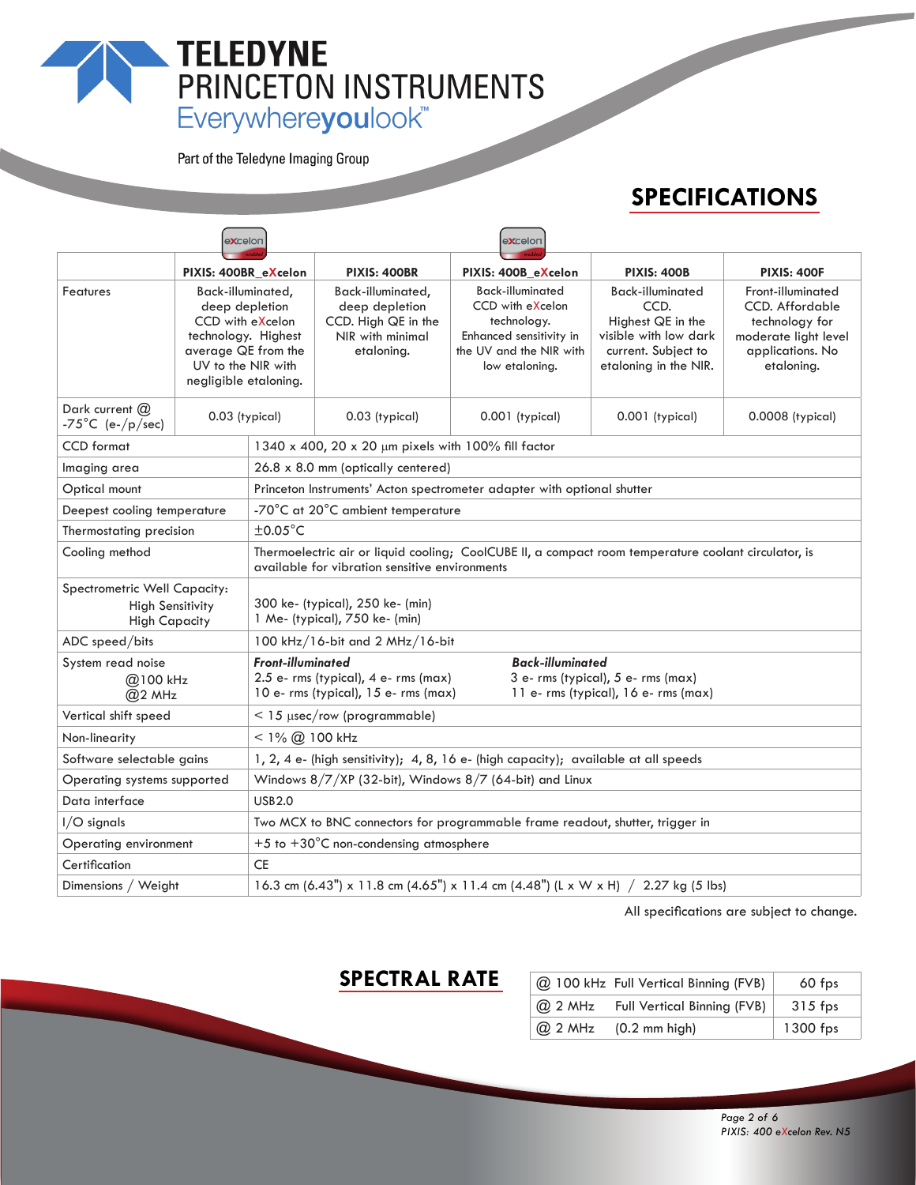**TELEDYNE PRINCETON INSTRUMENTS**
Everywhereyoulook™

Part of the Teledyne Imaging Group

## SPECIFICATIONS

| | PIXIS: 400BR_eXcelon | PIXIS: 400BR | PIXIS: 400B_eXcelon | PIXIS: 400B | PIXIS: 400F |
|---|---|---|---|---|---|
| Features | Back-illuminated, deep depletion CCD with eXcelon technology. Highest average QE from the UV to the NIR with negligible etaloning. | Back-illuminated, deep depletion CCD. High QE in the NIR with minimal etaloning. | Back-illuminated CCD with eXcelon technology. Enhanced sensitivity in the UV and the NIR with low etaloning. | Back-illuminated CCD. Highest QE in the visible with low dark current. Subject to etaloning in the NIR. | Front-illuminated CCD. Affordable technology for moderate light level applications. No etaloning. |
| Dark current @ -75°C (e-/p/sec) | 0.03 (typical) | 0.03 (typical) | 0.001 (typical) | 0.001 (typical) | 0.0008 (typical) |

| | |
|---|---|
| CCD format | 1340 x 400, 20 x 20 µm pixels with 100% fill factor |
| Imaging area | 26.8 x 8.0 mm (optically centered) |
| Optical mount | Princeton Instruments' Acton spectrometer adapter with optional shutter |
| Deepest cooling temperature | -70°C at 20°C ambient temperature |
| Thermostating precision | ±0.05°C |
| Cooling method | Thermoelectric air or liquid cooling; CoolCUBE II, a compact room temperature coolant circulator, is available for vibration sensitive environments |
| Spectrometric Well Capacity: High Sensitivity / High Capacity | 300 ke- (typical), 250 ke- (min) / 1 Me- (typical), 750 ke- (min) |
| ADC speed/bits | 100 kHz/16-bit and 2 MHz/16-bit |
| System read noise @100 kHz / @2 MHz | ***Front-illuminated***: 2.5 e- rms (typical), 4 e- rms (max) / 10 e- rms (typical), 15 e- rms (max); ***Back-illuminated***: 3 e- rms (typical), 5 e- rms (max) / 11 e- rms (typical), 16 e- rms (max) |
| Vertical shift speed | < 15 µsec/row (programmable) |
| Non-linearity | < 1% @ 100 kHz |
| Software selectable gains | 1, 2, 4 e- (high sensitivity); 4, 8, 16 e- (high capacity); available at all speeds |
| Operating systems supported | Windows 8/7/XP (32-bit), Windows 8/7 (64-bit) and Linux |
| Data interface | USB2.0 |
| I/O signals | Two MCX to BNC connectors for programmable frame readout, shutter, trigger in |
| Operating environment | +5 to +30°C non-condensing atmosphere |
| Certification | CE |
| Dimensions / Weight | 16.3 cm (6.43") x 11.8 cm (4.65") x 11.4 cm (4.48") (L x W x H) / 2.27 kg (5 lbs) |

All specifications are subject to change.

## SPECTRAL RATE

| | | |
|---|---|---|
| @ 100 kHz | Full Vertical Binning (FVB) | 60 fps |
| @ 2 MHz | Full Vertical Binning (FVB) | 315 fps |
| @ 2 MHz | (0.2 mm high) | 1300 fps |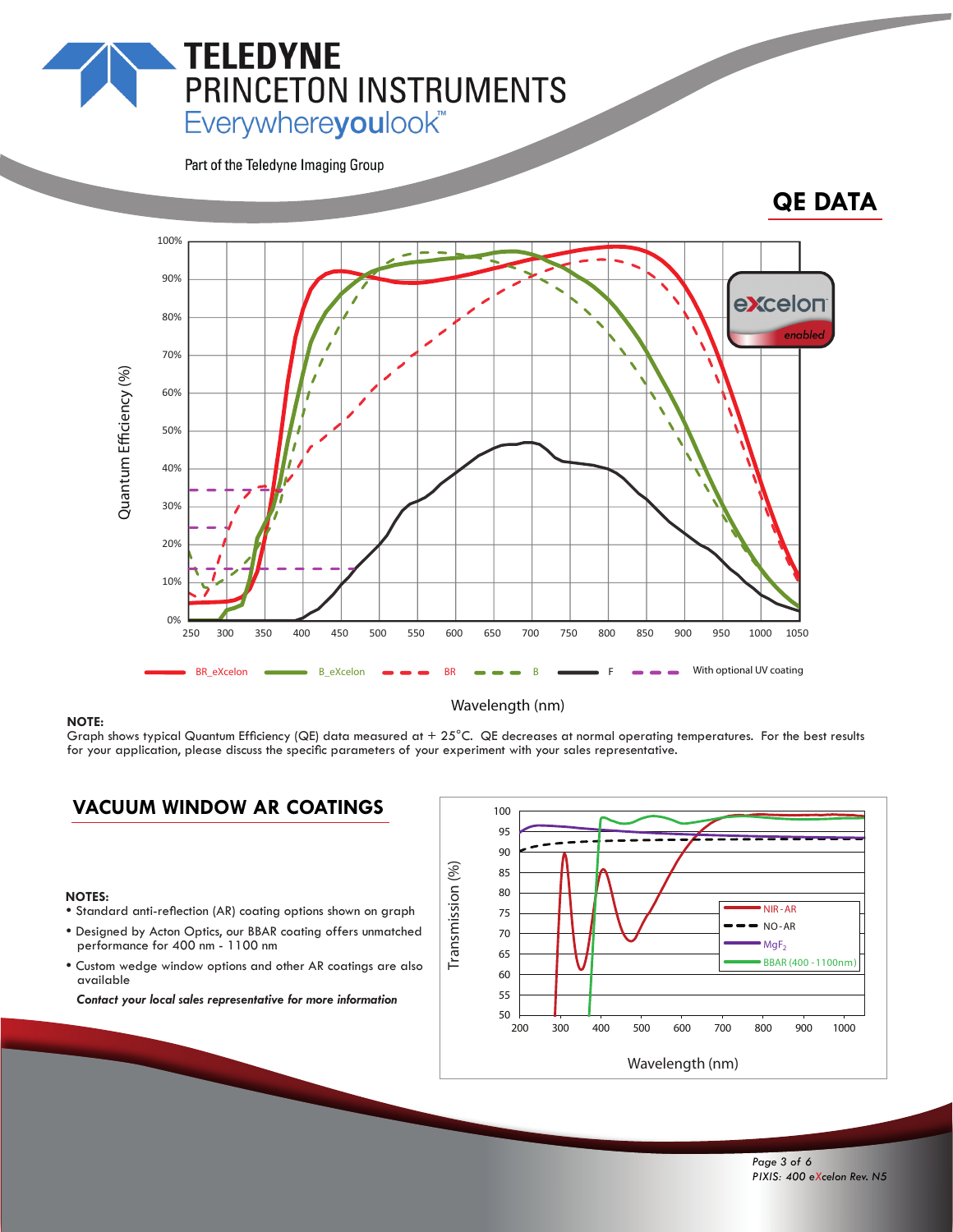# QE DATA

Quantum Efficiency (%)

Wavelength (nm)

BR_eXcelon | B_eXcelon | BR | B | F | With optional UV coating

**NOTE:**
Graph shows typical Quantum Efficiency (QE) data measured at + 25°C. QE decreases at normal operating temperatures. For the best results for your application, please discuss the specific parameters of your experiment with your sales representative.

## VACUUM WINDOW AR COATINGS

**NOTES:**

- Standard anti-reflection (AR) coating options shown on graph
- Designed by Acton Optics, our BBAR coating offers unmatched performance for 400 nm - 1100 nm
- Custom wedge window options and other AR coatings are also available

***Contact your local sales representative for more information***

Transmission (%)

Wavelength (nm)

NIR-AR | NO-AR | $MgF_2$ | BBAR (400 - 1100nm)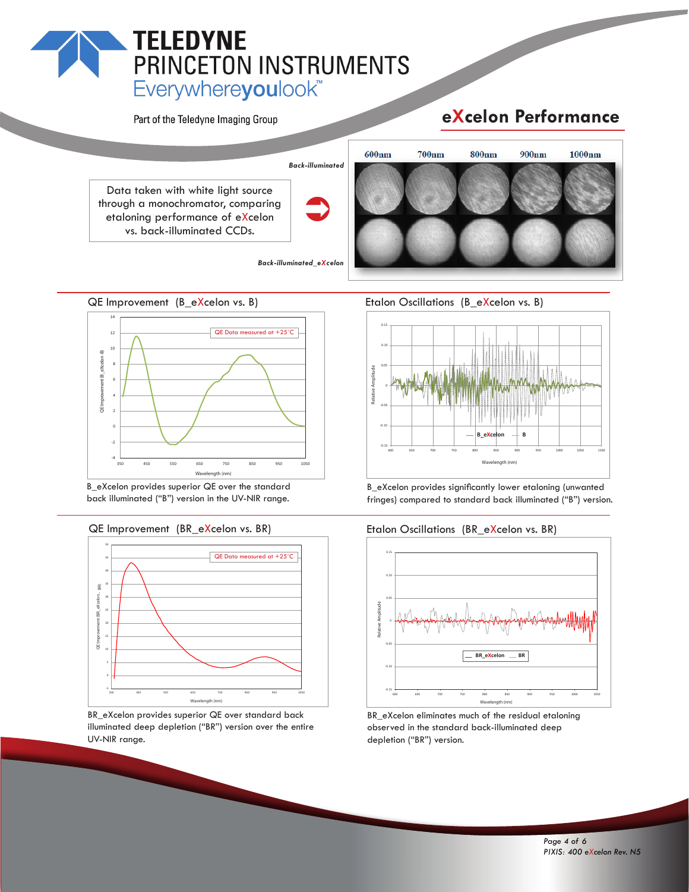# eXcelon Performance

Data taken with white light source through a monochromator, comparing etaloning performance of eXcelon vs. back-illuminated CCDs.

*Back-illuminated*

*Back-illuminated_eXcelon*

600nm 700nm 800nm 900nm 1000nm

## QE Improvement (B_eXcelon vs. B)

QE Data measured at +25°C

B_eXcelon provides superior QE over the standard back illuminated ("B") version in the UV-NIR range.

## Etalon Oscillations (B_eXcelon vs. B)

B_eXcelon provides significantly lower etaloning (unwanted fringes) compared to standard back illuminated ("B") version.

## QE Improvement (BR_eXcelon vs. BR)

QE Data measured at +25°C

BR_eXcelon provides superior QE over standard back illuminated deep depletion ("BR") version over the entire UV-NIR range.

## Etalon Oscillations (BR_eXcelon vs. BR)

BR_eXcelon eliminates much of the residual etaloning observed in the standard back-illuminated deep depletion ("BR") version.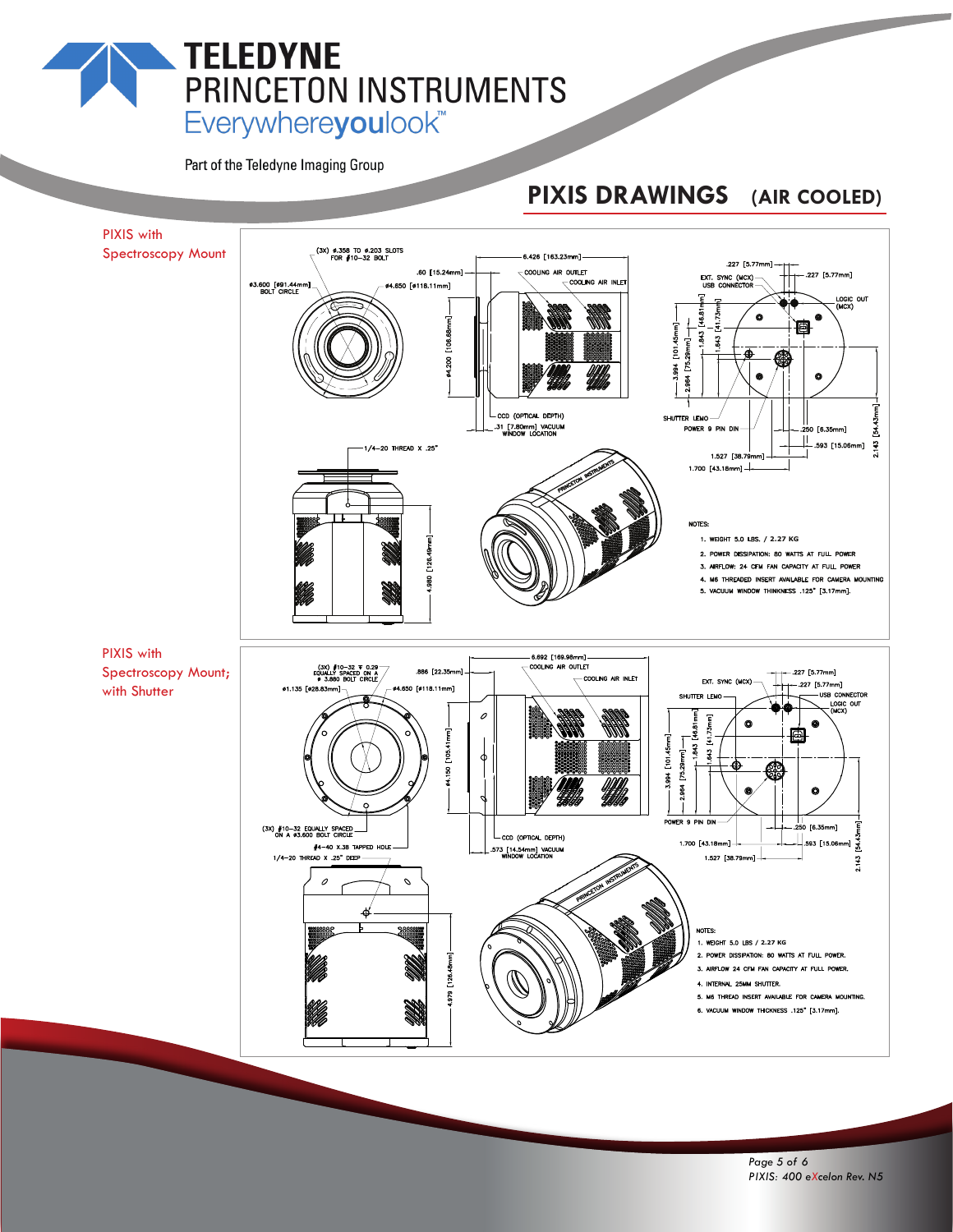# PIXIS DRAWINGS (AIR COOLED)

## PIXIS with Spectroscopy Mount

(3X) ⌀.358 TO ⌀.203 SLOTS FOR #10–32 BOLT

⌀3.600 [⌀91.44mm] BOLT CIRCLE

⌀4.650 [⌀118.11mm]

.60 [15.24mm]

6.426 [163.23mm]

COOLING AIR OUTLET

COOLING AIR INLET

⌀4.200 [106.68mm]

CCD (OPTICAL DEPTH)

.31 [7.80mm] VACUUM WINDOW LOCATION

.227 [5.77mm]

.227 [5.77mm]

EXT. SYNC (MCX)

USB CONNECTOR

LOGIC OUT (MCX)

3.994 [101.45mm]

2.964 [75.29mm]

1.843 [46.81mm]

1.643 [41.73mm]

SHUTTER LEMO

POWER 9 PIN DIN

.250 [6.35mm]

.593 [15.06mm]

2.143 [54.43mm]

1.527 [38.79mm]

1.700 [43.18mm]

1/4–20 THREAD X .25"

4.980 [126.49mm]

NOTES:

1. WEIGHT 5.0 LBS. / 2.27 KG
2. POWER DISSIPATION: 80 WATTS AT FULL POWER
3. AIRFLOW: 24 CFM FAN CAPACITY AT FULL POWER
4. M6 THREADED INSERT AVAILABLE FOR CAMERA MOUNTING
5. VACUUM WINDOW THINKNESS .125" [3.17mm].

## PIXIS with Spectroscopy Mount; with Shutter

(3X) #10–32 ⊽ 0.29 EQUALLY SPACED ON A ⌀ 3.880 BOLT CIRCLE

⌀1.135 [⌀28.83mm]

⌀4.650 [⌀118.11mm]

.886 [22.35mm]

6.692 [169.98mm]

COOLING AIR OUTLET

COOLING AIR INLET

⌀4.150 [105.41mm]

(3X) #10–32 EQUALLY SPACED ON A ⌀3.600 BOLT CIRCLE

#4–40 X.38 TAPPED HOLE

1/4–20 THREAD X .25" DEEP

CCD (OPTICAL DEPTH)

.573 [14.54mm] VACUUM WINDOW LOCATION

EXT. SYNC (MCX)

.227 [5.77mm]

.227 [5.77mm]

SHUTTER LEMO

USB CONNECTOR

LOGIC OUT (MCX)

3.994 [101.45mm]

2.964 [75.29mm]

1.843 [46.81mm]

1.643 [41.73mm]

POWER 9 PIN DIN

.250 [6.35mm]

.593 [15.06mm]

1.700 [43.18mm]

1.527 [38.79mm]

2.143 [54.43mm]

4.979 [126.46mm]

NOTES:

1. WEIGHT 5.0 LBS / 2.27 KG
2. POWER DISSIPATION: 80 WATTS AT FULL POWER.
3. AIRFLOW 24 CFM FAN CAPACITY AT FULL POWER.
4. INTERNAL 25MM SHUTTER.
5. M6 THREAD INSERT AVAILABLE FOR CAMERA MOUNTING.
6. VACUUM WINDOW THICKNESS .125" [3.17mm].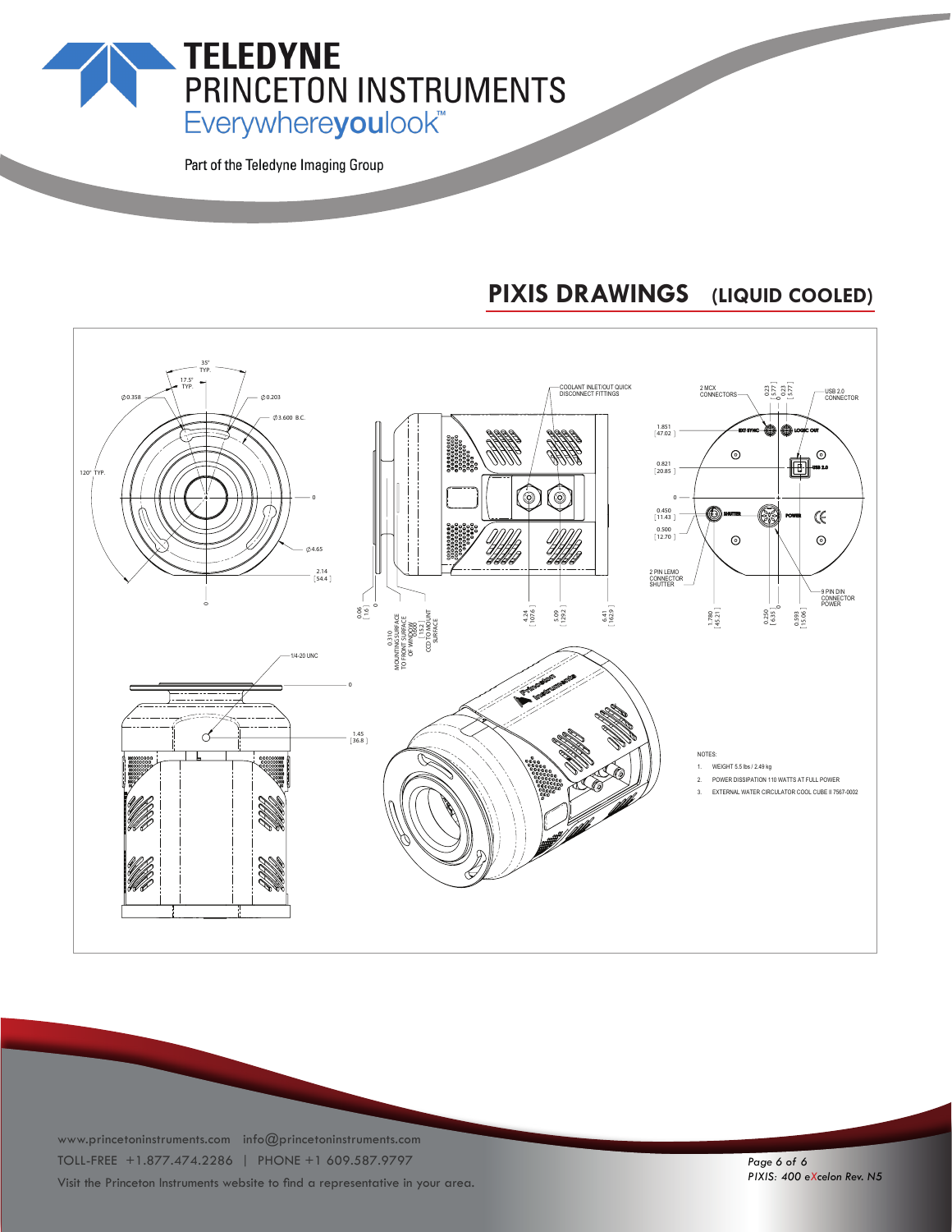# PIXIS DRAWINGS (LIQUID COOLED)

35° TYP.
17.5° TYP.
Ø0.358
Ø0.203
Ø3.600 B.C.
120° TYP.
0
Ø4.65
2.14 [54.4]
0

COOLANT INLET/OUT QUICK DISCONNECT FITTINGS

0.06 [1.6]
0
0.310 MOUNTING SURFACE TO FRONT SURFACE OF WINDOW
0.600 [15.2] CCD TO MOUNT SURFACE
4.24 [107.6]
5.09 [129.2]
6.41 [162.9]

2 MCX CONNECTORS
0.23 [5.77]
0
0.23 [5.77]
USB 2.0 CONNECTOR
1.851 [47.02]
0.821 [20.85]
0
0.450 [11.43]
0.500 [12.70]
EXT SYNC
LOGIC OUT
USB 2.0
SHUTTER
POWER
2 PIN LEMO CONNECTOR SHUTTER
9 PIN DIN CONNECTOR POWER
1.780 [45.21]
0.250 [6.35]
0
0.593 [15.06]

1/4-20 UNC
0
1.45 [36.8]

NOTES:

1. WEIGHT 5.5 lbs / 2.49 kg
2. POWER DISSIPATION 110 WATTS AT FULL POWER
3. EXTERNAL WATER CIRCULATOR COOL CUBE II 7567-0002

www.princetoninstruments.com info@princetoninstruments.com
TOLL-FREE +1.877.474.2286 | PHONE +1 609.587.9797
Visit the Princeton Instruments website to find a representative in your area.